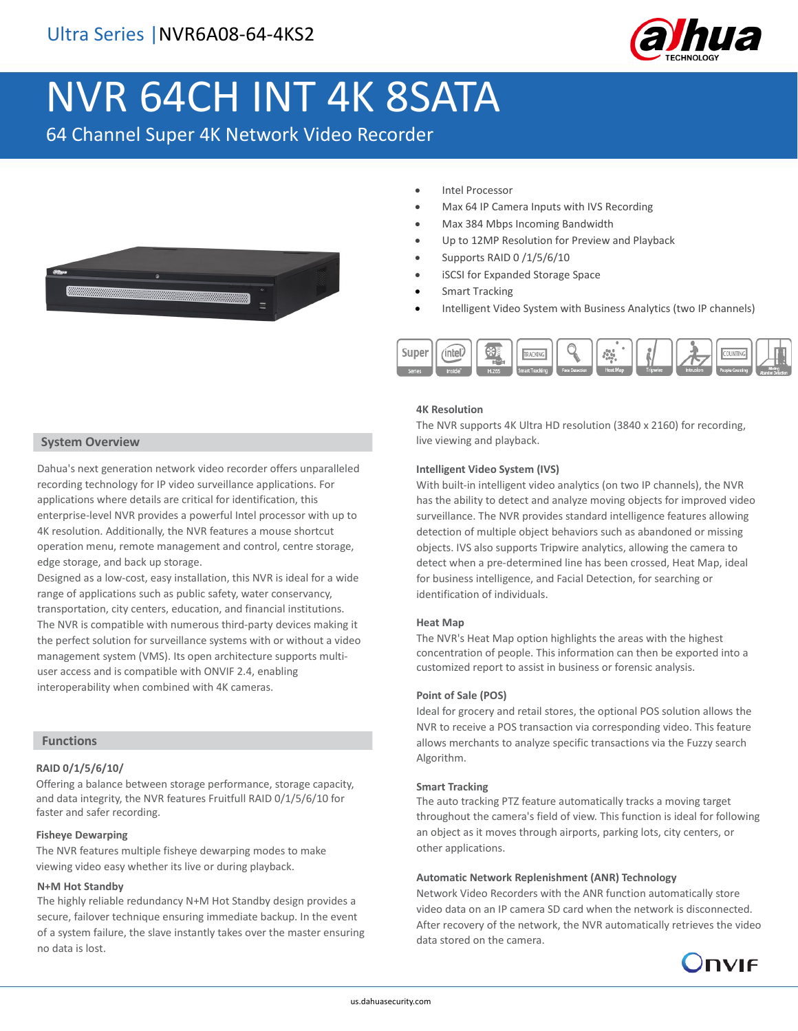Ultra Series | NVR6A08-64-4KS2

# NVR 64CH INT 4K 8SATA

64 Channel Super 4K Network Video Recorder

- Intel Processor
- Max 64 IP Camera Inputs with IVS Recording
- Max 384 Mbps Incoming Bandwidth
- Up to 12MP Resolution for Preview and Playback
- Supports RAID 0 /1/5/6/10
- iSCSI for Expanded Storage Space
- Smart Tracking
- Intelligent Video System with Business Analytics (two IP channels)

## System Overview

Dahua's next generation network video recorder offers unparalleled recording technology for IP video surveillance applications. For applications where details are critical for identification, this enterprise-level NVR provides a powerful Intel processor with up to 4K resolution. Additionally, the NVR features a mouse shortcut operation menu, remote management and control, centre storage, edge storage, and back up storage.

Designed as a low-cost, easy installation, this NVR is ideal for a wide range of applications such as public safety, water conservancy, transportation, city centers, education, and financial institutions. The NVR is compatible with numerous third-party devices making it the perfect solution for surveillance systems with or without a video management system (VMS). Its open architecture supports multi-user access and is compatible with ONVIF 2.4, enabling interoperability when combined with 4K cameras.

## Functions

### RAID 0/1/5/6/10/

Offering a balance between storage performance, storage capacity, and data integrity, the NVR features Fruitfull RAID 0/1/5/6/10 for faster and safer recording.

### Fisheye Dewarping

The NVR features multiple fisheye dewarping modes to make viewing video easy whether its live or during playback.

### N+M Hot Standby

The highly reliable redundancy N+M Hot Standby design provides a secure, failover technique ensuring immediate backup. In the event of a system failure, the slave instantly takes over the master ensuring no data is lost.

### 4K Resolution

The NVR supports 4K Ultra HD resolution (3840 x 2160) for recording, live viewing and playback.

### Intelligent Video System (IVS)

With built-in intelligent video analytics (on two IP channels), the NVR has the ability to detect and analyze moving objects for improved video surveillance. The NVR provides standard intelligence features allowing detection of multiple object behaviors such as abandoned or missing objects. IVS also supports Tripwire analytics, allowing the camera to detect when a pre-determined line has been crossed, Heat Map, ideal for business intelligence, and Facial Detection, for searching or identification of individuals.

### Heat Map

The NVR's Heat Map option highlights the areas with the highest concentration of people. This information can then be exported into a customized report to assist in business or forensic analysis.

### Point of Sale (POS)

Ideal for grocery and retail stores, the optional POS solution allows the NVR to receive a POS transaction via corresponding video. This feature allows merchants to analyze specific transactions via the Fuzzy search Algorithm.

### Smart Tracking

The auto tracking PTZ feature automatically tracks a moving target throughout the camera's field of view. This function is ideal for following an object as it moves through airports, parking lots, city centers, or other applications.

### Automatic Network Replenishment (ANR) Technology

Network Video Recorders with the ANR function automatically store video data on an IP camera SD card when the network is disconnected. After recovery of the network, the NVR automatically retrieves the video data stored on the camera.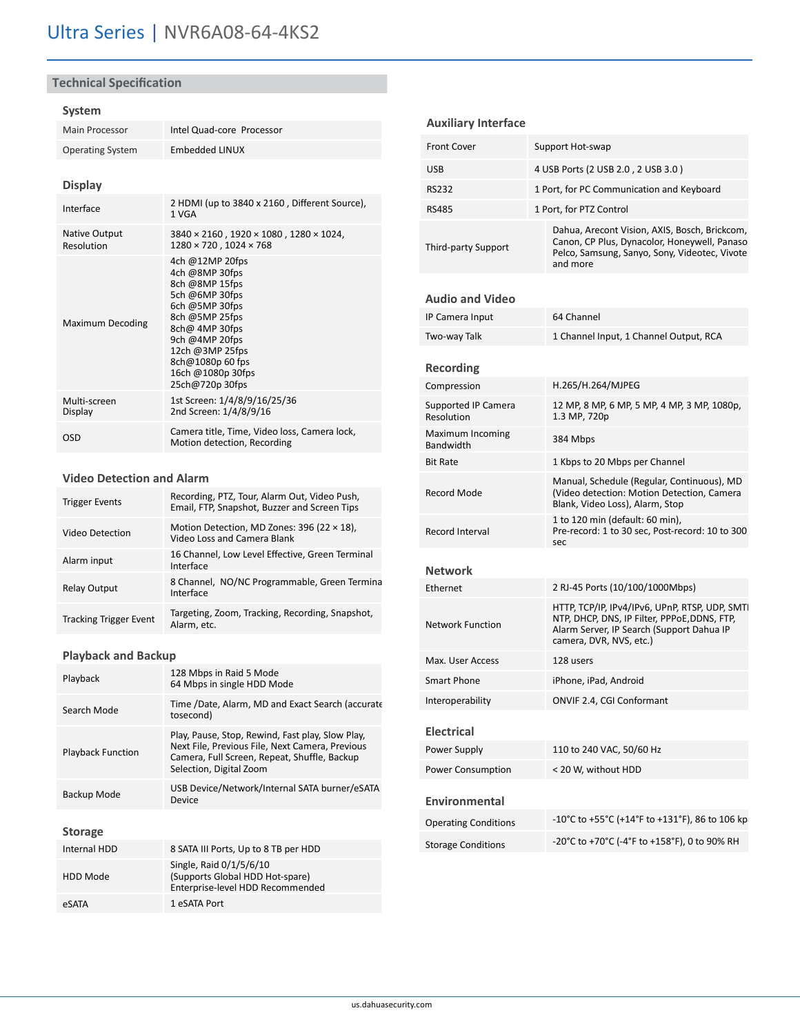# Ultra Series | NVR6A08-64-4KS2

## Technical Specification

### System

| | |
|---|---|
| Main Processor | Intel Quad-core Processor |
| Operating System | Embedded LINUX |

### Display

| | |
|---|---|
| Interface | 2 HDMI (up to 3840 x 2160 , Different Source), 1 VGA |
| Native Output Resolution | 3840 × 2160 , 1920 × 1080 , 1280 × 1024, 1280 × 720 , 1024 × 768 |
| Maximum Decoding | 4ch @12MP 20fps<br>4ch @8MP 30fps<br>8ch @8MP 15fps<br>5ch @6MP 30fps<br>6ch @5MP 30fps<br>8ch @5MP 25fps<br>8ch@ 4MP 30fps<br>9ch @4MP 20fps<br>12ch @3MP 25fps<br>8ch@1080p 60 fps<br>16ch @1080p 30fps<br>25ch@720p 30fps |
| Multi-screen Display | 1st Screen: 1/4/8/9/16/25/36<br>2nd Screen: 1/4/8/9/16 |
| OSD | Camera title, Time, Video loss, Camera lock, Motion detection, Recording |

### Video Detection and Alarm

| | |
|---|---|
| Trigger Events | Recording, PTZ, Tour, Alarm Out, Video Push, Email, FTP, Snapshot, Buzzer and Screen Tips |
| Video Detection | Motion Detection, MD Zones: 396 (22 × 18), Video Loss and Camera Blank |
| Alarm input | 16 Channel, Low Level Effective, Green Terminal Interface |
| Relay Output | 8 Channel, NO/NC Programmable, Green Termina Interface |
| Tracking Trigger Event | Targeting, Zoom, Tracking, Recording, Snapshot, Alarm, etc. |

### Playback and Backup

| | |
|---|---|
| Playback | 128 Mbps in Raid 5 Mode<br>64 Mbps in single HDD Mode |
| Search Mode | Time /Date, Alarm, MD and Exact Search (accurate tosecond) |
| Playback Function | Play, Pause, Stop, Rewind, Fast play, Slow Play, Next File, Previous File, Next Camera, Previous Camera, Full Screen, Repeat, Shuffle, Backup Selection, Digital Zoom |
| Backup Mode | USB Device/Network/Internal SATA burner/eSATA Device |

### Storage

| | |
|---|---|
| Internal HDD | 8 SATA III Ports, Up to 8 TB per HDD |
| HDD Mode | Single, Raid 0/1/5/6/10<br>(Supports Global HDD Hot-spare)<br>Enterprise-level HDD Recommended |
| eSATA | 1 eSATA Port |

### Auxiliary Interface

| | |
|---|---|
| Front Cover | Support Hot-swap |
| USB | 4 USB Ports (2 USB 2.0 , 2 USB 3.0 ) |
| RS232 | 1 Port, for PC Communication and Keyboard |
| RS485 | 1 Port, for PTZ Control |
| Third-party Support | Dahua, Arecont Vision, AXIS, Bosch, Brickcom, Canon, CP Plus, Dynacolor, Honeywell, Panaso Pelco, Samsung, Sanyo, Sony, Videotec, Vivote and more |

### Audio and Video

| | |
|---|---|
| IP Camera Input | 64 Channel |
| Two-way Talk | 1 Channel Input, 1 Channel Output, RCA |

### Recording

| | |
|---|---|
| Compression | H.265/H.264/MJPEG |
| Supported IP Camera Resolution | 12 MP, 8 MP, 6 MP, 5 MP, 4 MP, 3 MP, 1080p, 1.3 MP, 720p |
| Maximum Incoming Bandwidth | 384 Mbps |
| Bit Rate | 1 Kbps to 20 Mbps per Channel |
| Record Mode | Manual, Schedule (Regular, Continuous), MD (Video detection: Motion Detection, Camera Blank, Video Loss), Alarm, Stop |
| Record Interval | 1 to 120 min (default: 60 min),<br>Pre-record: 1 to 30 sec, Post-record: 10 to 300 sec |

### Network

| | |
|---|---|
| Ethernet | 2 RJ-45 Ports (10/100/1000Mbps) |
| Network Function | HTTP, TCP/IP, IPv4/IPv6, UPnP, RTSP, UDP, SMTI NTP, DHCP, DNS, IP Filter, PPPoE,DDNS, FTP, Alarm Server, IP Search (Support Dahua IP camera, DVR, NVS, etc.) |
| Max. User Access | 128 users |
| Smart Phone | iPhone, iPad, Android |
| Interoperability | ONVIF 2.4, CGI Conformant |

### Electrical

| | |
|---|---|
| Power Supply | 110 to 240 VAC, 50/60 Hz |
| Power Consumption | < 20 W, without HDD |

### Environmental

| | |
|---|---|
| Operating Conditions | -10°C to +55°C (+14°F to +131°F), 86 to 106 kp |
| Storage Conditions | -20°C to +70°C (-4°F to +158°F), 0 to 90% RH |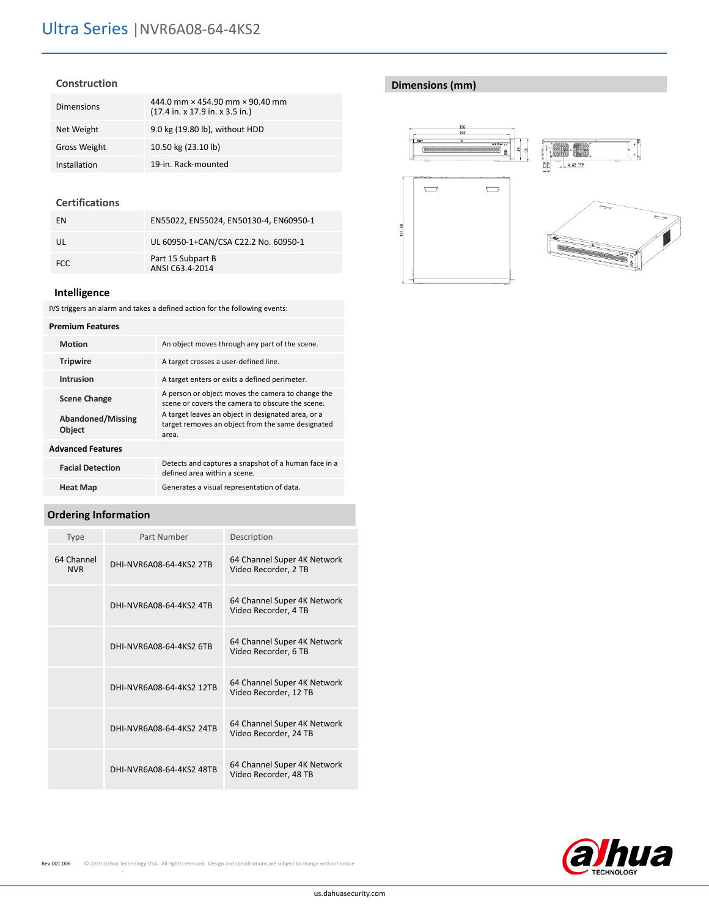## Construction

| | |
|---|---|
| Dimensions | 444.0 mm × 454.90 mm × 90.40 mm (17.4 in. x 17.9 in. x 3.5 in.) |
| Net Weight | 9.0 kg (19.80 lb), without HDD |
| Gross Weight | 10.50 kg (23.10 lb) |
| Installation | 19-in. Rack-mounted |

## Certifications

| | |
|---|---|
| EN | EN55022, EN55024, EN50130-4, EN60950-1 |
| UL | UL 60950-1+CAN/CSA C22.2 No. 60950-1 |
| FCC | Part 15 Subpart B<br>ANSI C63.4-2014 |

## Intelligence

IVS triggers an alarm and takes a defined action for the following events:

| | |
|---|---|
| **Premium Features** | |
| **Motion** | An object moves through any part of the scene. |
| **Tripwire** | A target crosses a user-defined line. |
| **Intrusion** | A target enters or exits a defined perimeter. |
| **Scene Change** | A person or object moves the camera to change the scene or covers the camera to obscure the scene. |
| **Abandoned/Missing Object** | A target leaves an object in designated area, or a target removes an object from the same designated area. |
| **Advanced Features** | |
| **Facial Detection** | Detects and captures a snapshot of a human face in a defined area within a scene. |
| **Heat Map** | Generates a visual representation of data. |

## Ordering Information

| Type | Part Number | Description |
|---|---|---|
| 64 Channel NVR | DHI-NVR6A08-64-4KS2 2TB | 64 Channel Super 4K Network Video Recorder, 2 TB |
| | DHI-NVR6A08-64-4KS2 4TB | 64 Channel Super 4K Network Video Recorder, 4 TB |
| | DHI-NVR6A08-64-4KS2 6TB | 64 Channel Super 4K Network Video Recorder, 6 TB |
| | DHI-NVR6A08-64-4KS2 12TB | 64 Channel Super 4K Network Video Recorder, 12 TB |
| | DHI-NVR6A08-64-4KS2 24TB | 64 Channel Super 4K Network Video Recorder, 24 TB |
| | DHI-NVR6A08-64-4KS2 48TB | 64 Channel Super 4K Network Video Recorder, 48 TB |

## Dimensions (mm)

486
444
89
90
4.62 TYP
457.68

Rev 001.006 © 2019 Dahua Technology USA. All rights reserved. Design and specifications are subject to change without notice

us.dahuasecurity.com